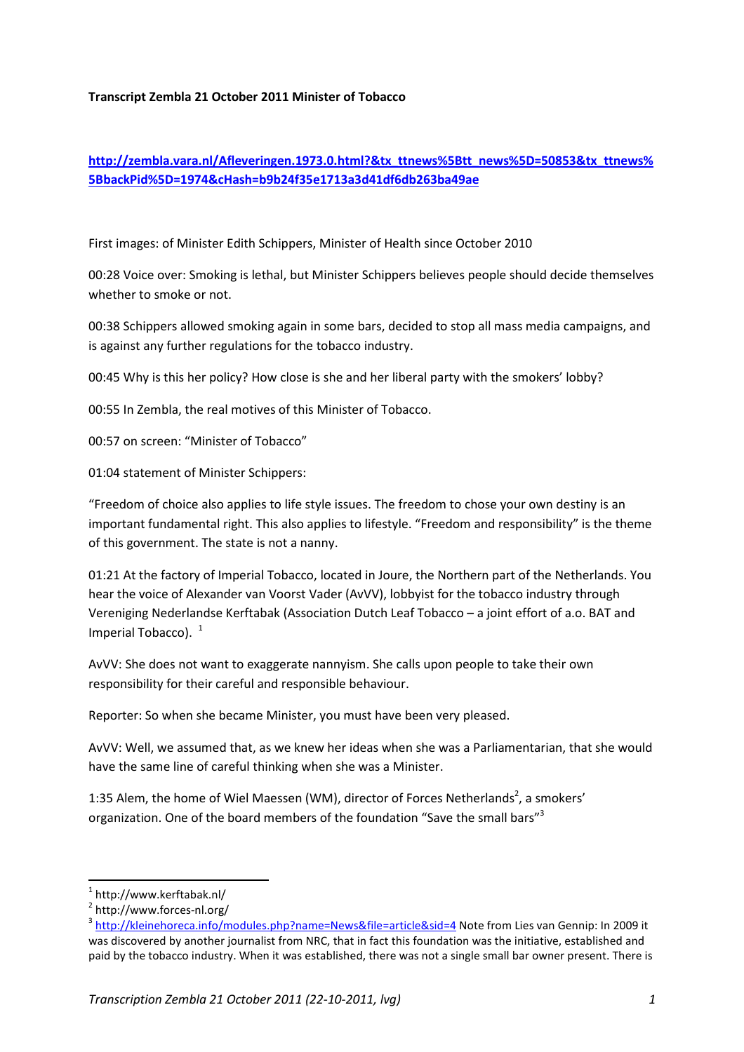**Transcript Zembla 21 October 2011 Minister of Tobacco**

[http://zembla.vara.nl/Afleveringen.1973.0.html?&tx_ttnews%5Btt_news%5D=50853&tx_ttnews%5BbackPid%5D=1974&cHash=b9b24f35e1713a3d41df6db263ba49ae](http://zembla.vara.nl/Afleveringen.1973.0.html?&tx_ttnews%5Btt_news%5D=50853&tx_ttnews%5BbackPid%5D=1974&cHash=b9b24f35e1713a3d41df6db263ba49ae)

First images: of Minister Edith Schippers, Minister of Health since October 2010

00:28 Voice over: Smoking is lethal, but Minister Schippers believes people should decide themselves whether to smoke or not.

00:38 Schippers allowed smoking again in some bars, decided to stop all mass media campaigns, and is against any further regulations for the tobacco industry.

00:45 Why is this her policy? How close is she and her liberal party with the smokers' lobby?

00:55 In Zembla, the real motives of this Minister of Tobacco.

00:57 on screen: "Minister of Tobacco"

01:04 statement of Minister Schippers:

"Freedom of choice also applies to life style issues. The freedom to chose your own destiny is an important fundamental right. This also applies to lifestyle. "Freedom and responsibility" is the theme of this government. The state is not a nanny.

01:21 At the factory of Imperial Tobacco, located in Joure, the Northern part of the Netherlands. You hear the voice of Alexander van Voorst Vader (AvVV), lobbyist for the tobacco industry through Vereniging Nederlandse Kerftabak (Association Dutch Leaf Tobacco – a joint effort of a.o. BAT and Imperial Tobacco). [1]

AvVV: She does not want to exaggerate nannyism. She calls upon people to take their own responsibility for their careful and responsible behaviour.

Reporter: So when she became Minister, you must have been very pleased.

AvVV: Well, we assumed that, as we knew her ideas when she was a Parliamentarian, that she would have the same line of careful thinking when she was a Minister.

1:35 Alem, the home of Wiel Maessen (WM), director of Forces Netherlands[2], a smokers' organization. One of the board members of the foundation "Save the small bars"[3]

---

[1] http://www.kerftabak.nl/

[2] http://www.forces-nl.org/

[3] [http://kleinehoreca.info/modules.php?name=News&file=article&sid=4](http://kleinehoreca.info/modules.php?name=News&file=article&sid=4) Note from Lies van Gennip: In 2009 it was discovered by another journalist from NRC, that in fact this foundation was the initiative, established and paid by the tobacco industry. When it was established, there was not a single small bar owner present. There is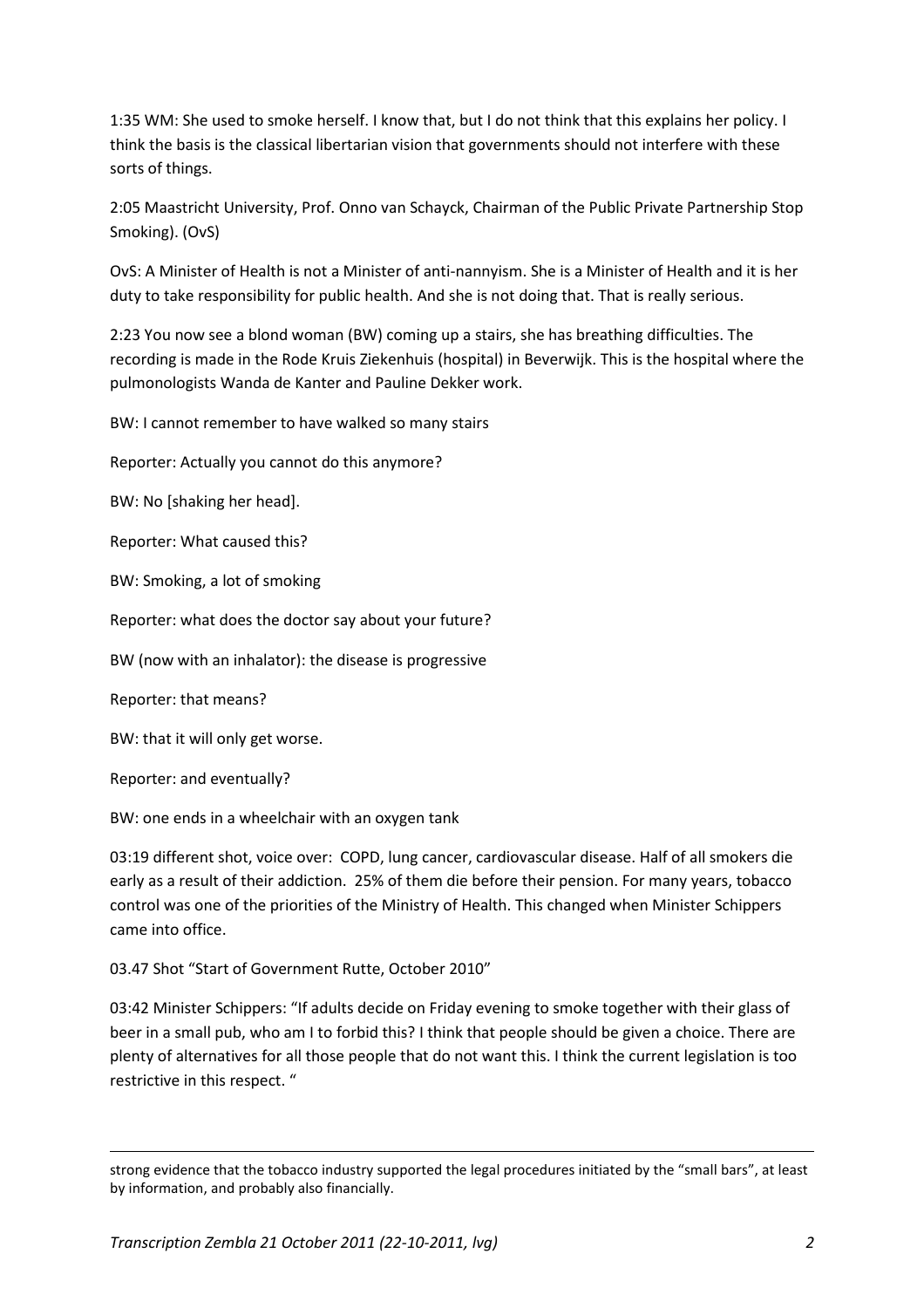1:35 WM: She used to smoke herself. I know that, but I do not think that this explains her policy. I think the basis is the classical libertarian vision that governments should not interfere with these sorts of things.

2:05 Maastricht University, Prof. Onno van Schayck, Chairman of the Public Private Partnership Stop Smoking). (OvS)

OvS: A Minister of Health is not a Minister of anti-nannyism. She is a Minister of Health and it is her duty to take responsibility for public health. And she is not doing that. That is really serious.

2:23 You now see a blond woman (BW) coming up a stairs, she has breathing difficulties. The recording is made in the Rode Kruis Ziekenhuis (hospital) in Beverwijk. This is the hospital where the pulmonologists Wanda de Kanter and Pauline Dekker work.

BW: I cannot remember to have walked so many stairs

Reporter: Actually you cannot do this anymore?

BW: No [shaking her head].

Reporter: What caused this?

BW: Smoking, a lot of smoking

Reporter: what does the doctor say about your future?

BW (now with an inhalator): the disease is progressive

Reporter: that means?

BW: that it will only get worse.

Reporter: and eventually?

BW: one ends in a wheelchair with an oxygen tank

03:19 different shot, voice over: COPD, lung cancer, cardiovascular disease. Half of all smokers die early as a result of their addiction. 25% of them die before their pension. For many years, tobacco control was one of the priorities of the Ministry of Health. This changed when Minister Schippers came into office.

03.47 Shot "Start of Government Rutte, October 2010"

03:42 Minister Schippers: "If adults decide on Friday evening to smoke together with their glass of beer in a small pub, who am I to forbid this? I think that people should be given a choice. There are plenty of alternatives for all those people that do not want this. I think the current legislation is too restrictive in this respect. "

---

strong evidence that the tobacco industry supported the legal procedures initiated by the "small bars", at least by information, and probably also financially.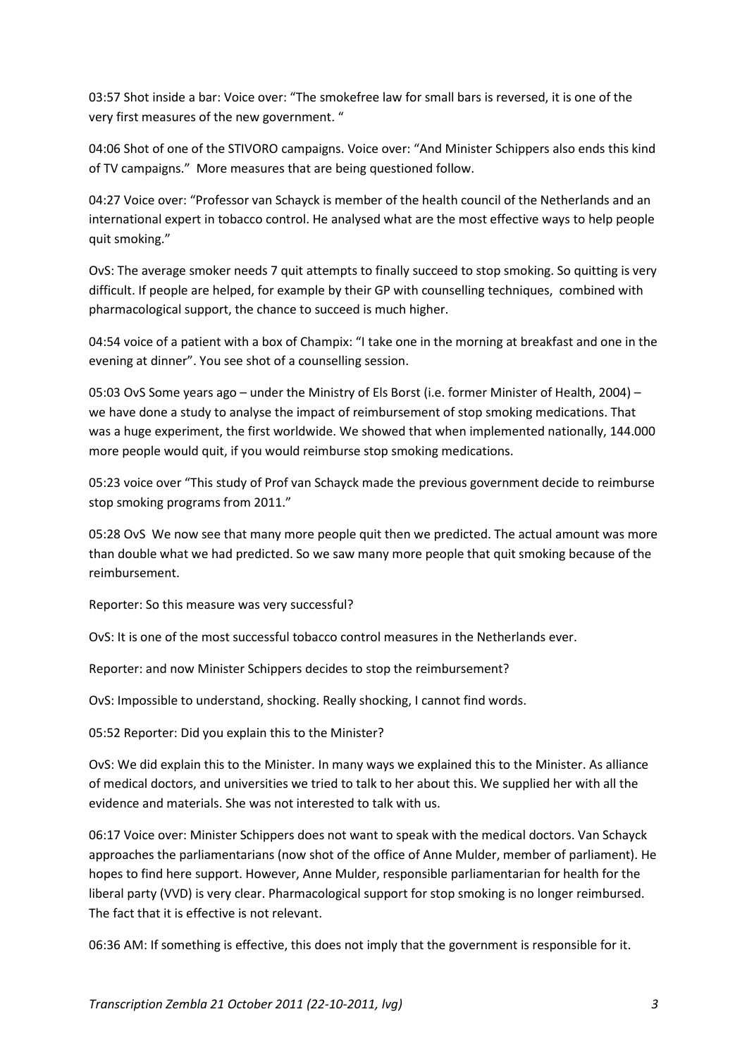03:57 Shot inside a bar: Voice over: “The smokefree law for small bars is reversed, it is one of the very first measures of the new government. “

04:06 Shot of one of the STIVORO campaigns. Voice over: “And Minister Schippers also ends this kind of TV campaigns.” More measures that are being questioned follow.

04:27 Voice over: “Professor van Schayck is member of the health council of the Netherlands and an international expert in tobacco control. He analysed what are the most effective ways to help people quit smoking.”

OvS: The average smoker needs 7 quit attempts to finally succeed to stop smoking. So quitting is very difficult. If people are helped, for example by their GP with counselling techniques, combined with pharmacological support, the chance to succeed is much higher.

04:54 voice of a patient with a box of Champix: “I take one in the morning at breakfast and one in the evening at dinner”. You see shot of a counselling session.

05:03 OvS Some years ago – under the Ministry of Els Borst (i.e. former Minister of Health, 2004) – we have done a study to analyse the impact of reimbursement of stop smoking medications. That was a huge experiment, the first worldwide. We showed that when implemented nationally, 144.000 more people would quit, if you would reimburse stop smoking medications.

05:23 voice over “This study of Prof van Schayck made the previous government decide to reimburse stop smoking programs from 2011.”

05:28 OvS We now see that many more people quit then we predicted. The actual amount was more than double what we had predicted. So we saw many more people that quit smoking because of the reimbursement.

Reporter: So this measure was very successful?

OvS: It is one of the most successful tobacco control measures in the Netherlands ever.

Reporter: and now Minister Schippers decides to stop the reimbursement?

OvS: Impossible to understand, shocking. Really shocking, I cannot find words.

05:52 Reporter: Did you explain this to the Minister?

OvS: We did explain this to the Minister. In many ways we explained this to the Minister. As alliance of medical doctors, and universities we tried to talk to her about this. We supplied her with all the evidence and materials. She was not interested to talk with us.

06:17 Voice over: Minister Schippers does not want to speak with the medical doctors. Van Schayck approaches the parliamentarians (now shot of the office of Anne Mulder, member of parliament). He hopes to find here support. However, Anne Mulder, responsible parliamentarian for health for the liberal party (VVD) is very clear. Pharmacological support for stop smoking is no longer reimbursed. The fact that it is effective is not relevant.

06:36 AM: If something is effective, this does not imply that the government is responsible for it.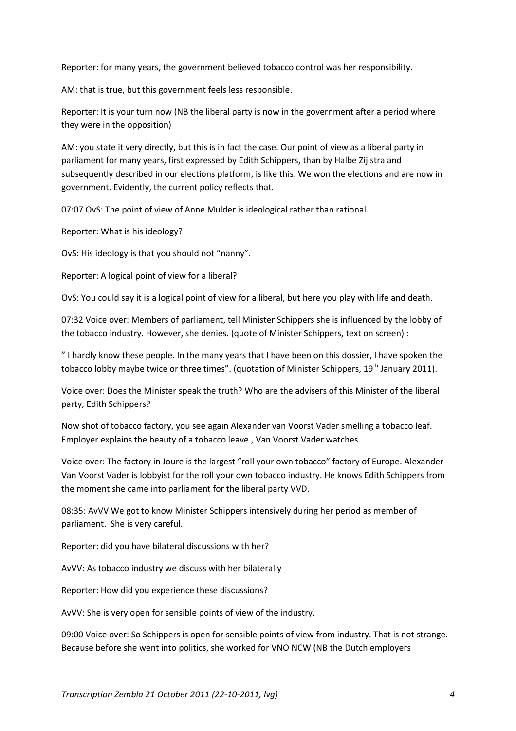Reporter: for many years, the government believed tobacco control was her responsibility.

AM: that is true, but this government feels less responsible.

Reporter: It is your turn now (NB the liberal party is now in the government after a period where they were in the opposition)

AM: you state it very directly, but this is in fact the case. Our point of view as a liberal party in parliament for many years, first expressed by Edith Schippers, than by Halbe Zijlstra and subsequently described in our elections platform, is like this. We won the elections and are now in government. Evidently, the current policy reflects that.

07:07 OvS: The point of view of Anne Mulder is ideological rather than rational.

Reporter: What is his ideology?

OvS: His ideology is that you should not "nanny".

Reporter: A logical point of view for a liberal?

OvS: You could say it is a logical point of view for a liberal, but here you play with life and death.

07:32 Voice over: Members of parliament, tell Minister Schippers she is influenced by the lobby of the tobacco industry. However, she denies. (quote of Minister Schippers, text on screen) :

" I hardly know these people. In the many years that I have been on this dossier, I have spoken the tobacco lobby maybe twice or three times". (quotation of Minister Schippers, 19th January 2011).

Voice over: Does the Minister speak the truth? Who are the advisers of this Minister of the liberal party, Edith Schippers?

Now shot of tobacco factory, you see again Alexander van Voorst Vader smelling a tobacco leaf. Employer explains the beauty of a tobacco leave., Van Voorst Vader watches.

Voice over: The factory in Joure is the largest "roll your own tobacco" factory of Europe. Alexander Van Voorst Vader is lobbyist for the roll your own tobacco industry. He knows Edith Schippers from the moment she came into parliament for the liberal party VVD.

08:35: AvVV We got to know Minister Schippers intensively during her period as member of parliament. She is very careful.

Reporter: did you have bilateral discussions with her?

AvVV: As tobacco industry we discuss with her bilaterally

Reporter: How did you experience these discussions?

AvVV: She is very open for sensible points of view of the industry.

09:00 Voice over: So Schippers is open for sensible points of view from industry. That is not strange. Because before she went into politics, she worked for VNO NCW (NB the Dutch employers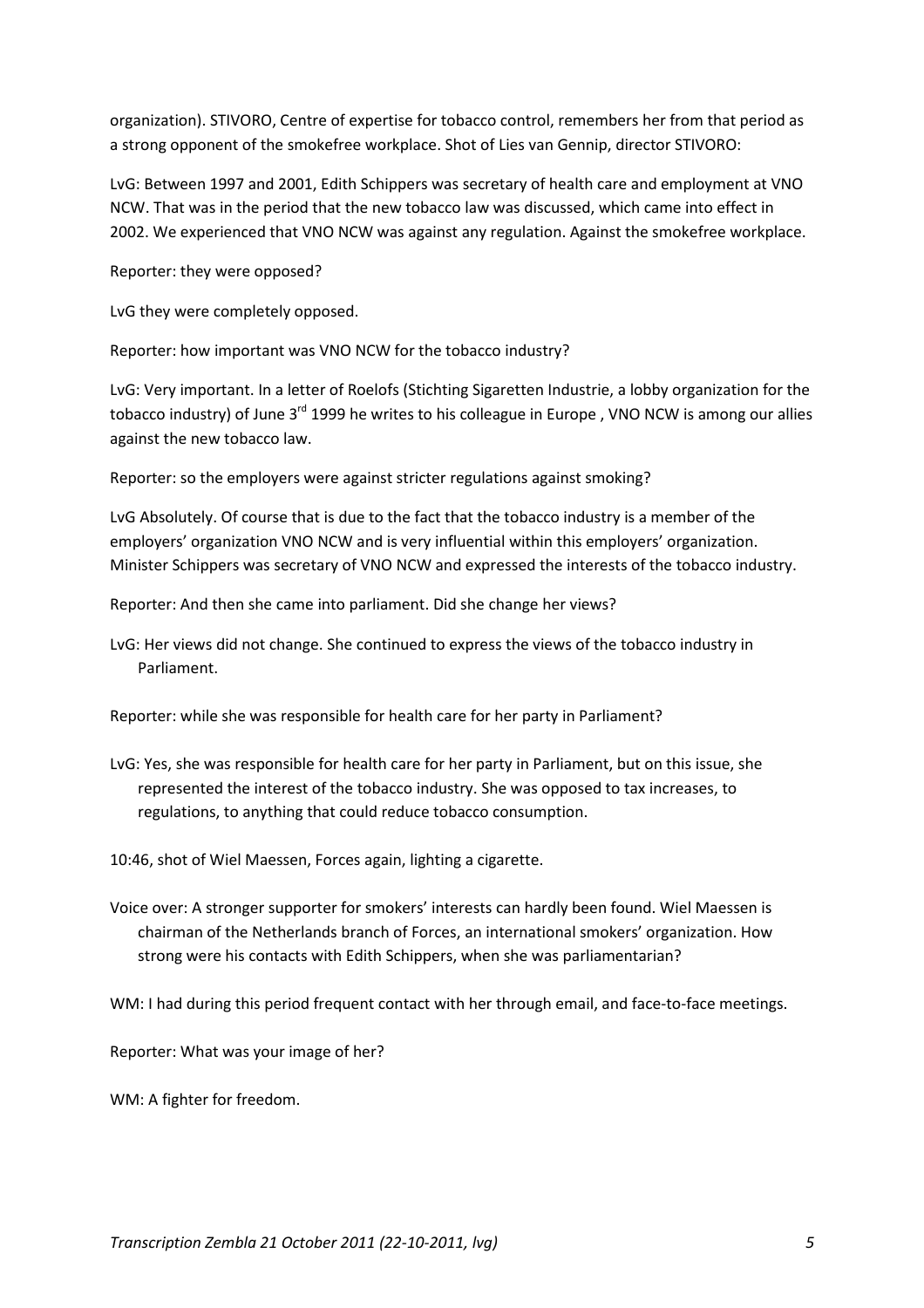organization). STIVORO, Centre of expertise for tobacco control, remembers her from that period as a strong opponent of the smokefree workplace. Shot of Lies van Gennip, director STIVORO:

LvG: Between 1997 and 2001, Edith Schippers was secretary of health care and employment at VNO NCW. That was in the period that the new tobacco law was discussed, which came into effect in 2002. We experienced that VNO NCW was against any regulation. Against the smokefree workplace.

Reporter: they were opposed?

LvG they were completely opposed.

Reporter: how important was VNO NCW for the tobacco industry?

LvG: Very important. In a letter of Roelofs (Stichting Sigaretten Industrie, a lobby organization for the tobacco industry) of June 3rd 1999 he writes to his colleague in Europe , VNO NCW is among our allies against the new tobacco law.

Reporter: so the employers were against stricter regulations against smoking?

LvG Absolutely. Of course that is due to the fact that the tobacco industry is a member of the employers' organization VNO NCW and is very influential within this employers' organization. Minister Schippers was secretary of VNO NCW and expressed the interests of the tobacco industry.

Reporter: And then she came into parliament. Did she change her views?

LvG: Her views did not change. She continued to express the views of the tobacco industry in Parliament.

Reporter: while she was responsible for health care for her party in Parliament?

LvG: Yes, she was responsible for health care for her party in Parliament, but on this issue, she represented the interest of the tobacco industry. She was opposed to tax increases, to regulations, to anything that could reduce tobacco consumption.

10:46, shot of Wiel Maessen, Forces again, lighting a cigarette.

Voice over: A stronger supporter for smokers' interests can hardly been found. Wiel Maessen is chairman of the Netherlands branch of Forces, an international smokers' organization. How strong were his contacts with Edith Schippers, when she was parliamentarian?

WM: I had during this period frequent contact with her through email, and face-to-face meetings.

Reporter: What was your image of her?

WM: A fighter for freedom.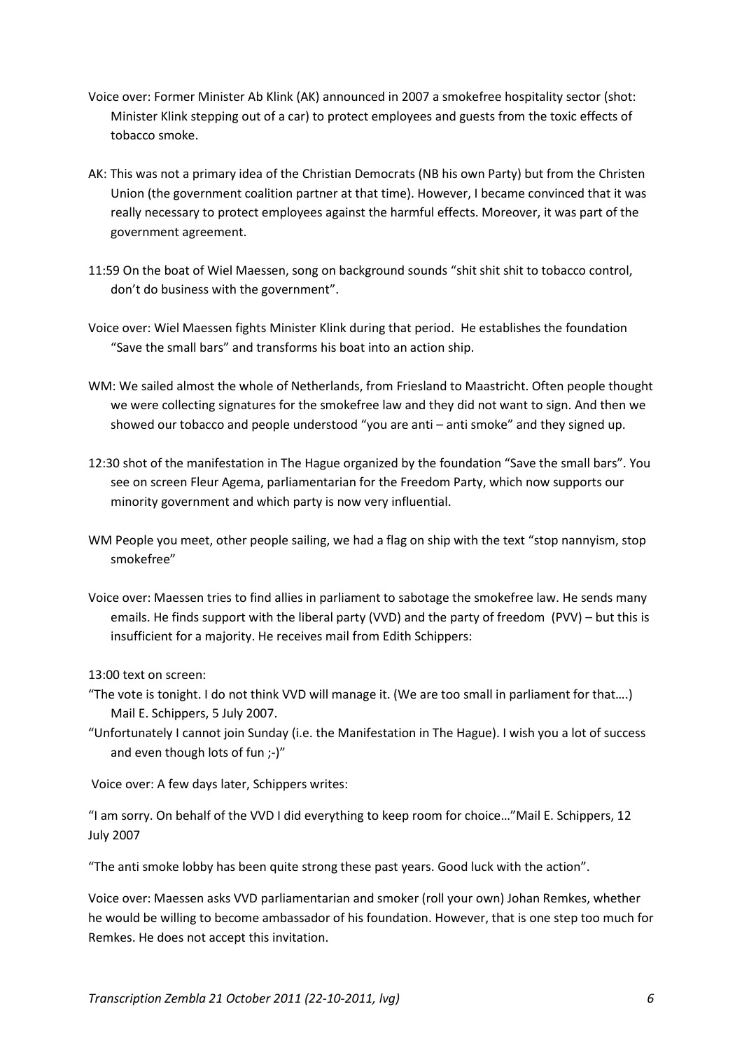Voice over: Former Minister Ab Klink (AK) announced in 2007 a smokefree hospitality sector (shot: Minister Klink stepping out of a car) to protect employees and guests from the toxic effects of tobacco smoke.

AK: This was not a primary idea of the Christian Democrats (NB his own Party) but from the Christen Union (the government coalition partner at that time). However, I became convinced that it was really necessary to protect employees against the harmful effects. Moreover, it was part of the government agreement.

11:59 On the boat of Wiel Maessen, song on background sounds "shit shit shit to tobacco control, don't do business with the government".

Voice over: Wiel Maessen fights Minister Klink during that period. He establishes the foundation "Save the small bars" and transforms his boat into an action ship.

WM: We sailed almost the whole of Netherlands, from Friesland to Maastricht. Often people thought we were collecting signatures for the smokefree law and they did not want to sign. And then we showed our tobacco and people understood "you are anti – anti smoke" and they signed up.

12:30 shot of the manifestation in The Hague organized by the foundation "Save the small bars". You see on screen Fleur Agema, parliamentarian for the Freedom Party, which now supports our minority government and which party is now very influential.

WM People you meet, other people sailing, we had a flag on ship with the text "stop nannyism, stop smokefree"

Voice over: Maessen tries to find allies in parliament to sabotage the smokefree law. He sends many emails. He finds support with the liberal party (VVD) and the party of freedom (PVV) – but this is insufficient for a majority. He receives mail from Edith Schippers:

13:00 text on screen:

"The vote is tonight. I do not think VVD will manage it. (We are too small in parliament for that….) Mail E. Schippers, 5 July 2007.

"Unfortunately I cannot join Sunday (i.e. the Manifestation in The Hague). I wish you a lot of success and even though lots of fun ;-)"

Voice over: A few days later, Schippers writes:

"I am sorry. On behalf of the VVD I did everything to keep room for choice…"Mail E. Schippers, 12 July 2007

"The anti smoke lobby has been quite strong these past years. Good luck with the action".

Voice over: Maessen asks VVD parliamentarian and smoker (roll your own) Johan Remkes, whether he would be willing to become ambassador of his foundation. However, that is one step too much for Remkes. He does not accept this invitation.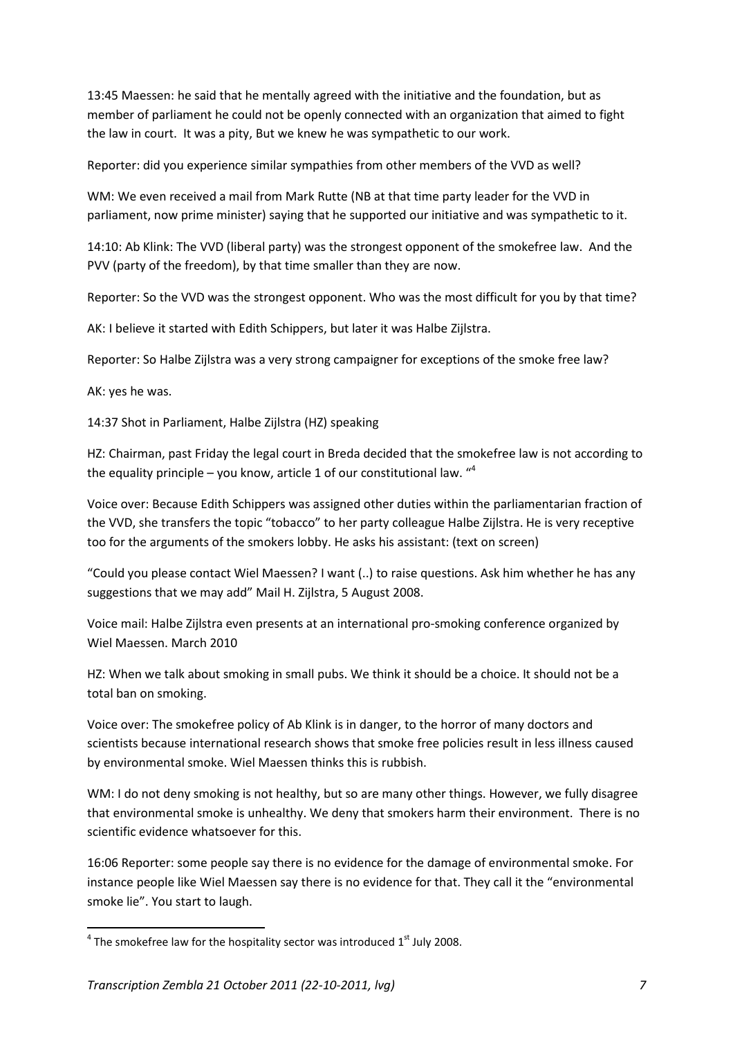13:45 Maessen: he said that he mentally agreed with the initiative and the foundation, but as member of parliament he could not be openly connected with an organization that aimed to fight the law in court. It was a pity, But we knew he was sympathetic to our work.

Reporter: did you experience similar sympathies from other members of the VVD as well?

WM: We even received a mail from Mark Rutte (NB at that time party leader for the VVD in parliament, now prime minister) saying that he supported our initiative and was sympathetic to it.

14:10: Ab Klink: The VVD (liberal party) was the strongest opponent of the smokefree law. And the PVV (party of the freedom), by that time smaller than they are now.

Reporter: So the VVD was the strongest opponent. Who was the most difficult for you by that time?

AK: I believe it started with Edith Schippers, but later it was Halbe Zijlstra.

Reporter: So Halbe Zijlstra was a very strong campaigner for exceptions of the smoke free law?

AK: yes he was.

14:37 Shot in Parliament, Halbe Zijlstra (HZ) speaking

HZ: Chairman, past Friday the legal court in Breda decided that the smokefree law is not according to the equality principle – you know, article 1 of our constitutional law. "[4]

Voice over: Because Edith Schippers was assigned other duties within the parliamentarian fraction of the VVD, she transfers the topic "tobacco" to her party colleague Halbe Zijlstra. He is very receptive too for the arguments of the smokers lobby. He asks his assistant: (text on screen)

"Could you please contact Wiel Maessen? I want (..) to raise questions. Ask him whether he has any suggestions that we may add" Mail H. Zijlstra, 5 August 2008.

Voice mail: Halbe Zijlstra even presents at an international pro-smoking conference organized by Wiel Maessen. March 2010

HZ: When we talk about smoking in small pubs. We think it should be a choice. It should not be a total ban on smoking.

Voice over: The smokefree policy of Ab Klink is in danger, to the horror of many doctors and scientists because international research shows that smoke free policies result in less illness caused by environmental smoke. Wiel Maessen thinks this is rubbish.

WM: I do not deny smoking is not healthy, but so are many other things. However, we fully disagree that environmental smoke is unhealthy. We deny that smokers harm their environment. There is no scientific evidence whatsoever for this.

16:06 Reporter: some people say there is no evidence for the damage of environmental smoke. For instance people like Wiel Maessen say there is no evidence for that. They call it the "environmental smoke lie". You start to laugh.

---

[4] The smokefree law for the hospitality sector was introduced 1st July 2008.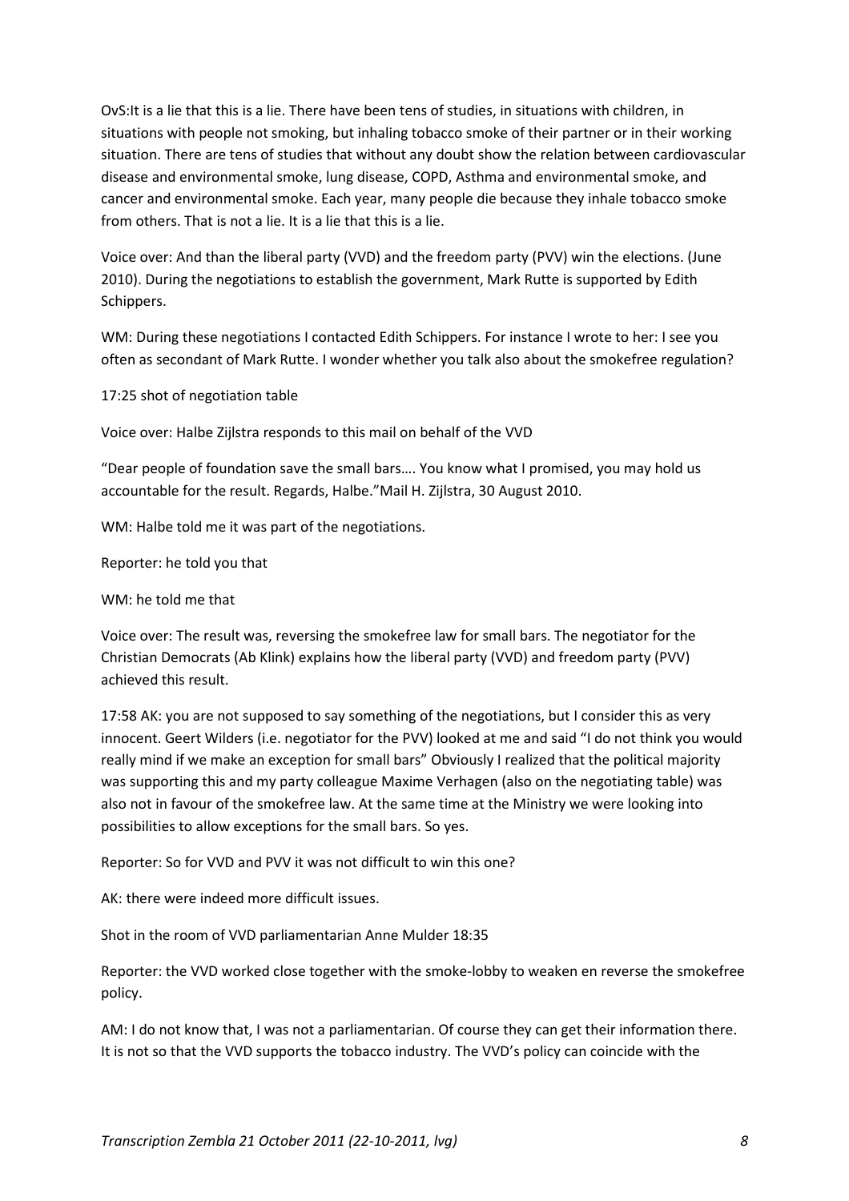OvS:It is a lie that this is a lie. There have been tens of studies, in situations with children, in situations with people not smoking, but inhaling tobacco smoke of their partner or in their working situation. There are tens of studies that without any doubt show the relation between cardiovascular disease and environmental smoke, lung disease, COPD, Asthma and environmental smoke, and cancer and environmental smoke. Each year, many people die because they inhale tobacco smoke from others. That is not a lie. It is a lie that this is a lie.

Voice over: And than the liberal party (VVD) and the freedom party (PVV) win the elections. (June 2010). During the negotiations to establish the government, Mark Rutte is supported by Edith Schippers.

WM: During these negotiations I contacted Edith Schippers. For instance I wrote to her: I see you often as secondant of Mark Rutte. I wonder whether you talk also about the smokefree regulation?

17:25 shot of negotiation table

Voice over: Halbe Zijlstra responds to this mail on behalf of the VVD

"Dear people of foundation save the small bars…. You know what I promised, you may hold us accountable for the result. Regards, Halbe."Mail H. Zijlstra, 30 August 2010.

WM: Halbe told me it was part of the negotiations.

Reporter: he told you that

WM: he told me that

Voice over: The result was, reversing the smokefree law for small bars. The negotiator for the Christian Democrats (Ab Klink) explains how the liberal party (VVD) and freedom party (PVV) achieved this result.

17:58 AK: you are not supposed to say something of the negotiations, but I consider this as very innocent. Geert Wilders (i.e. negotiator for the PVV) looked at me and said "I do not think you would really mind if we make an exception for small bars" Obviously I realized that the political majority was supporting this and my party colleague Maxime Verhagen (also on the negotiating table) was also not in favour of the smokefree law. At the same time at the Ministry we were looking into possibilities to allow exceptions for the small bars. So yes.

Reporter: So for VVD and PVV it was not difficult to win this one?

AK: there were indeed more difficult issues.

Shot in the room of VVD parliamentarian Anne Mulder 18:35

Reporter: the VVD worked close together with the smoke-lobby to weaken en reverse the smokefree policy.

AM: I do not know that, I was not a parliamentarian. Of course they can get their information there. It is not so that the VVD supports the tobacco industry. The VVD's policy can coincide with the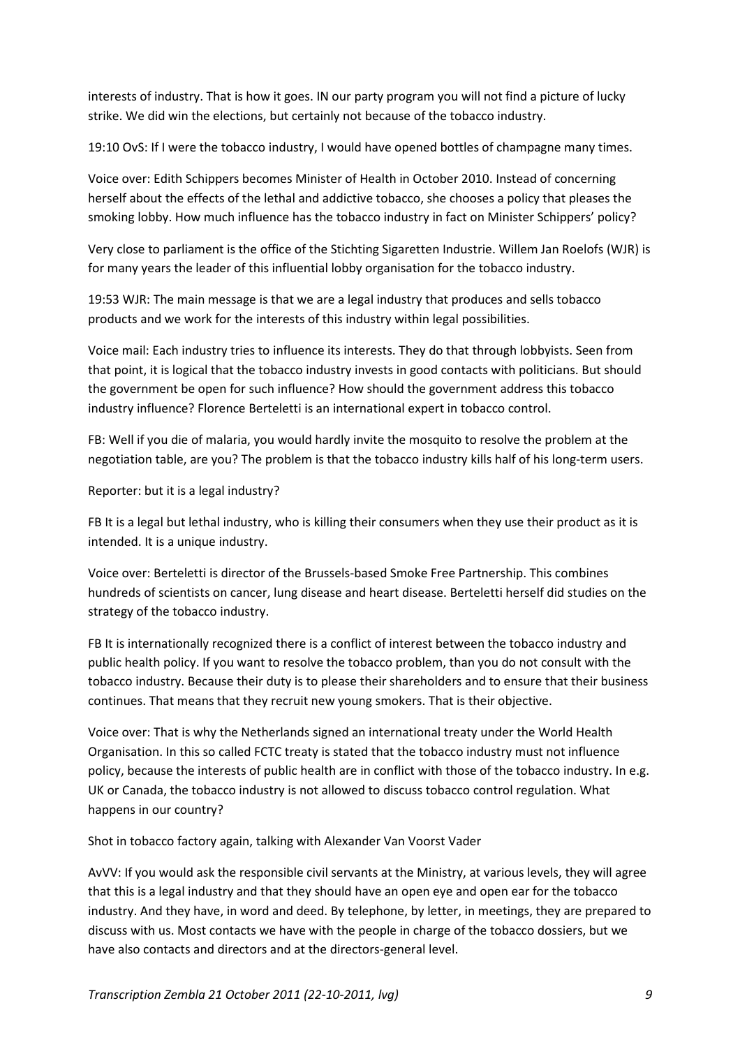interests of industry. That is how it goes. IN our party program you will not find a picture of lucky strike. We did win the elections, but certainly not because of the tobacco industry.

19:10 OvS: If I were the tobacco industry, I would have opened bottles of champagne many times.

Voice over: Edith Schippers becomes Minister of Health in October 2010. Instead of concerning herself about the effects of the lethal and addictive tobacco, she chooses a policy that pleases the smoking lobby. How much influence has the tobacco industry in fact on Minister Schippers' policy?

Very close to parliament is the office of the Stichting Sigaretten Industrie. Willem Jan Roelofs (WJR) is for many years the leader of this influential lobby organisation for the tobacco industry.

19:53 WJR: The main message is that we are a legal industry that produces and sells tobacco products and we work for the interests of this industry within legal possibilities.

Voice mail: Each industry tries to influence its interests. They do that through lobbyists. Seen from that point, it is logical that the tobacco industry invests in good contacts with politicians. But should the government be open for such influence? How should the government address this tobacco industry influence? Florence Berteletti is an international expert in tobacco control.

FB: Well if you die of malaria, you would hardly invite the mosquito to resolve the problem at the negotiation table, are you? The problem is that the tobacco industry kills half of his long-term users.

Reporter: but it is a legal industry?

FB It is a legal but lethal industry, who is killing their consumers when they use their product as it is intended. It is a unique industry.

Voice over: Berteletti is director of the Brussels-based Smoke Free Partnership. This combines hundreds of scientists on cancer, lung disease and heart disease. Berteletti herself did studies on the strategy of the tobacco industry.

FB It is internationally recognized there is a conflict of interest between the tobacco industry and public health policy. If you want to resolve the tobacco problem, than you do not consult with the tobacco industry. Because their duty is to please their shareholders and to ensure that their business continues. That means that they recruit new young smokers. That is their objective.

Voice over: That is why the Netherlands signed an international treaty under the World Health Organisation. In this so called FCTC treaty is stated that the tobacco industry must not influence policy, because the interests of public health are in conflict with those of the tobacco industry. In e.g. UK or Canada, the tobacco industry is not allowed to discuss tobacco control regulation. What happens in our country?

Shot in tobacco factory again, talking with Alexander Van Voorst Vader

AvVV: If you would ask the responsible civil servants at the Ministry, at various levels, they will agree that this is a legal industry and that they should have an open eye and open ear for the tobacco industry. And they have, in word and deed. By telephone, by letter, in meetings, they are prepared to discuss with us. Most contacts we have with the people in charge of the tobacco dossiers, but we have also contacts and directors and at the directors-general level.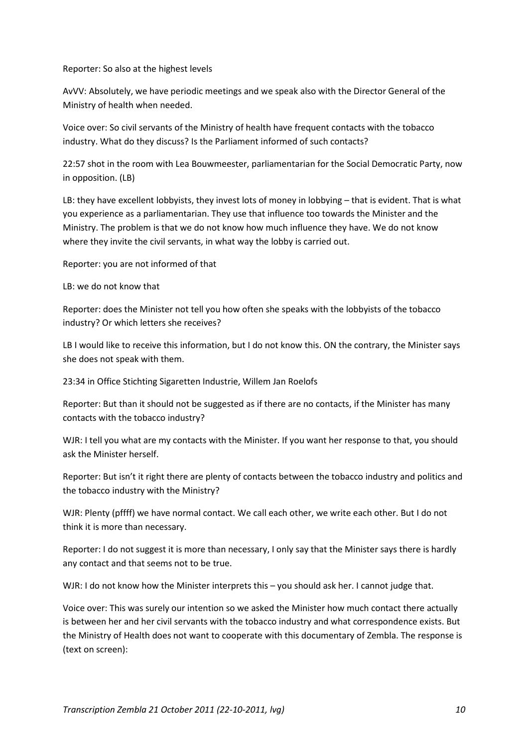Reporter: So also at the highest levels

AvVV: Absolutely, we have periodic meetings and we speak also with the Director General of the Ministry of health when needed.

Voice over: So civil servants of the Ministry of health have frequent contacts with the tobacco industry. What do they discuss? Is the Parliament informed of such contacts?

22:57 shot in the room with Lea Bouwmeester, parliamentarian for the Social Democratic Party, now in opposition. (LB)

LB: they have excellent lobbyists, they invest lots of money in lobbying – that is evident. That is what you experience as a parliamentarian. They use that influence too towards the Minister and the Ministry. The problem is that we do not know how much influence they have. We do not know where they invite the civil servants, in what way the lobby is carried out.

Reporter: you are not informed of that

LB: we do not know that

Reporter: does the Minister not tell you how often she speaks with the lobbyists of the tobacco industry? Or which letters she receives?

LB I would like to receive this information, but I do not know this. ON the contrary, the Minister says she does not speak with them.

23:34 in Office Stichting Sigaretten Industrie, Willem Jan Roelofs

Reporter: But than it should not be suggested as if there are no contacts, if the Minister has many contacts with the tobacco industry?

WJR: I tell you what are my contacts with the Minister. If you want her response to that, you should ask the Minister herself.

Reporter: But isn't it right there are plenty of contacts between the tobacco industry and politics and the tobacco industry with the Ministry?

WJR: Plenty (pffff) we have normal contact. We call each other, we write each other. But I do not think it is more than necessary.

Reporter: I do not suggest it is more than necessary, I only say that the Minister says there is hardly any contact and that seems not to be true.

WJR: I do not know how the Minister interprets this – you should ask her. I cannot judge that.

Voice over: This was surely our intention so we asked the Minister how much contact there actually is between her and her civil servants with the tobacco industry and what correspondence exists. But the Ministry of Health does not want to cooperate with this documentary of Zembla. The response is (text on screen):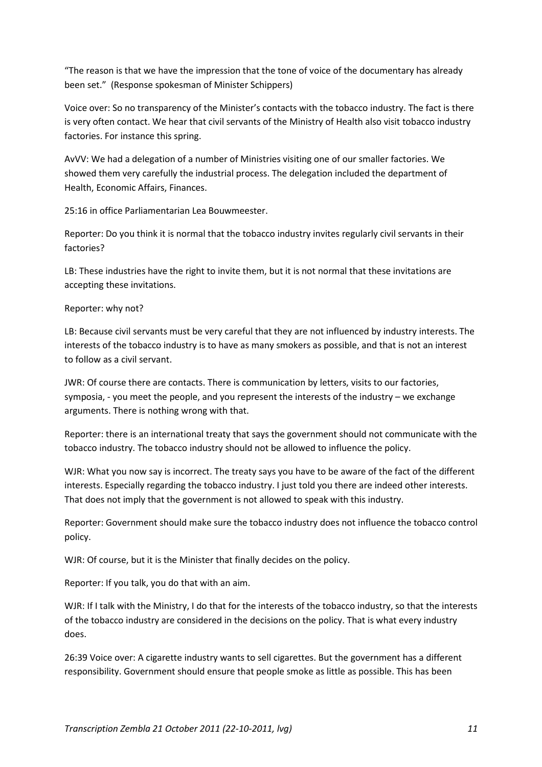"The reason is that we have the impression that the tone of voice of the documentary has already been set." (Response spokesman of Minister Schippers)

Voice over: So no transparency of the Minister's contacts with the tobacco industry. The fact is there is very often contact. We hear that civil servants of the Ministry of Health also visit tobacco industry factories. For instance this spring.

AvVV: We had a delegation of a number of Ministries visiting one of our smaller factories. We showed them very carefully the industrial process. The delegation included the department of Health, Economic Affairs, Finances.

25:16 in office Parliamentarian Lea Bouwmeester.

Reporter: Do you think it is normal that the tobacco industry invites regularly civil servants in their factories?

LB: These industries have the right to invite them, but it is not normal that these invitations are accepting these invitations.

Reporter: why not?

LB: Because civil servants must be very careful that they are not influenced by industry interests. The interests of the tobacco industry is to have as many smokers as possible, and that is not an interest to follow as a civil servant.

JWR: Of course there are contacts. There is communication by letters, visits to our factories, symposia, - you meet the people, and you represent the interests of the industry – we exchange arguments. There is nothing wrong with that.

Reporter: there is an international treaty that says the government should not communicate with the tobacco industry. The tobacco industry should not be allowed to influence the policy.

WJR: What you now say is incorrect. The treaty says you have to be aware of the fact of the different interests. Especially regarding the tobacco industry. I just told you there are indeed other interests. That does not imply that the government is not allowed to speak with this industry.

Reporter: Government should make sure the tobacco industry does not influence the tobacco control policy.

WJR: Of course, but it is the Minister that finally decides on the policy.

Reporter: If you talk, you do that with an aim.

WJR: If I talk with the Ministry, I do that for the interests of the tobacco industry, so that the interests of the tobacco industry are considered in the decisions on the policy. That is what every industry does.

26:39 Voice over: A cigarette industry wants to sell cigarettes. But the government has a different responsibility. Government should ensure that people smoke as little as possible. This has been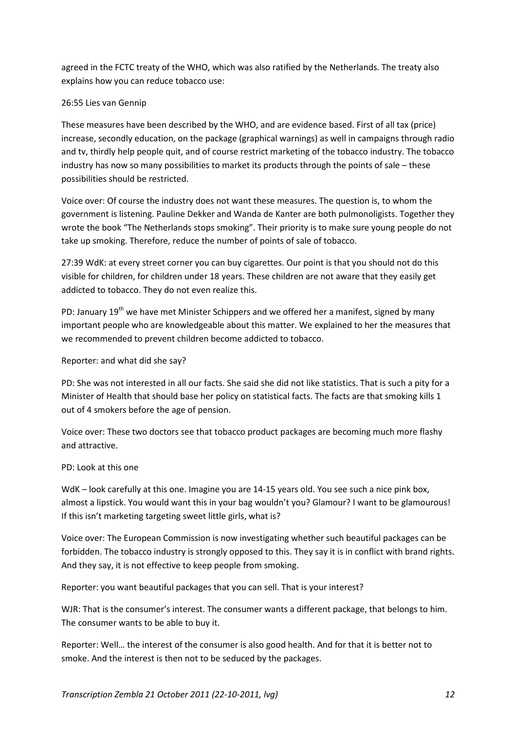agreed in the FCTC treaty of the WHO, which was also ratified by the Netherlands. The treaty also explains how you can reduce tobacco use:

26:55 Lies van Gennip

These measures have been described by the WHO, and are evidence based. First of all tax (price) increase, secondly education, on the package (graphical warnings) as well in campaigns through radio and tv, thirdly help people quit, and of course restrict marketing of the tobacco industry. The tobacco industry has now so many possibilities to market its products through the points of sale – these possibilities should be restricted.

Voice over: Of course the industry does not want these measures. The question is, to whom the government is listening. Pauline Dekker and Wanda de Kanter are both pulmonoligists. Together they wrote the book "The Netherlands stops smoking". Their priority is to make sure young people do not take up smoking. Therefore, reduce the number of points of sale of tobacco.

27:39 WdK: at every street corner you can buy cigarettes. Our point is that you should not do this visible for children, for children under 18 years. These children are not aware that they easily get addicted to tobacco. They do not even realize this.

PD: January 19th we have met Minister Schippers and we offered her a manifest, signed by many important people who are knowledgeable about this matter. We explained to her the measures that we recommended to prevent children become addicted to tobacco.

Reporter: and what did she say?

PD: She was not interested in all our facts. She said she did not like statistics. That is such a pity for a Minister of Health that should base her policy on statistical facts. The facts are that smoking kills 1 out of 4 smokers before the age of pension.

Voice over: These two doctors see that tobacco product packages are becoming much more flashy and attractive.

PD: Look at this one

WdK – look carefully at this one. Imagine you are 14-15 years old. You see such a nice pink box, almost a lipstick. You would want this in your bag wouldn't you? Glamour? I want to be glamourous! If this isn't marketing targeting sweet little girls, what is?

Voice over: The European Commission is now investigating whether such beautiful packages can be forbidden. The tobacco industry is strongly opposed to this. They say it is in conflict with brand rights. And they say, it is not effective to keep people from smoking.

Reporter: you want beautiful packages that you can sell. That is your interest?

WJR: That is the consumer's interest. The consumer wants a different package, that belongs to him. The consumer wants to be able to buy it.

Reporter: Well… the interest of the consumer is also good health. And for that it is better not to smoke. And the interest is then not to be seduced by the packages.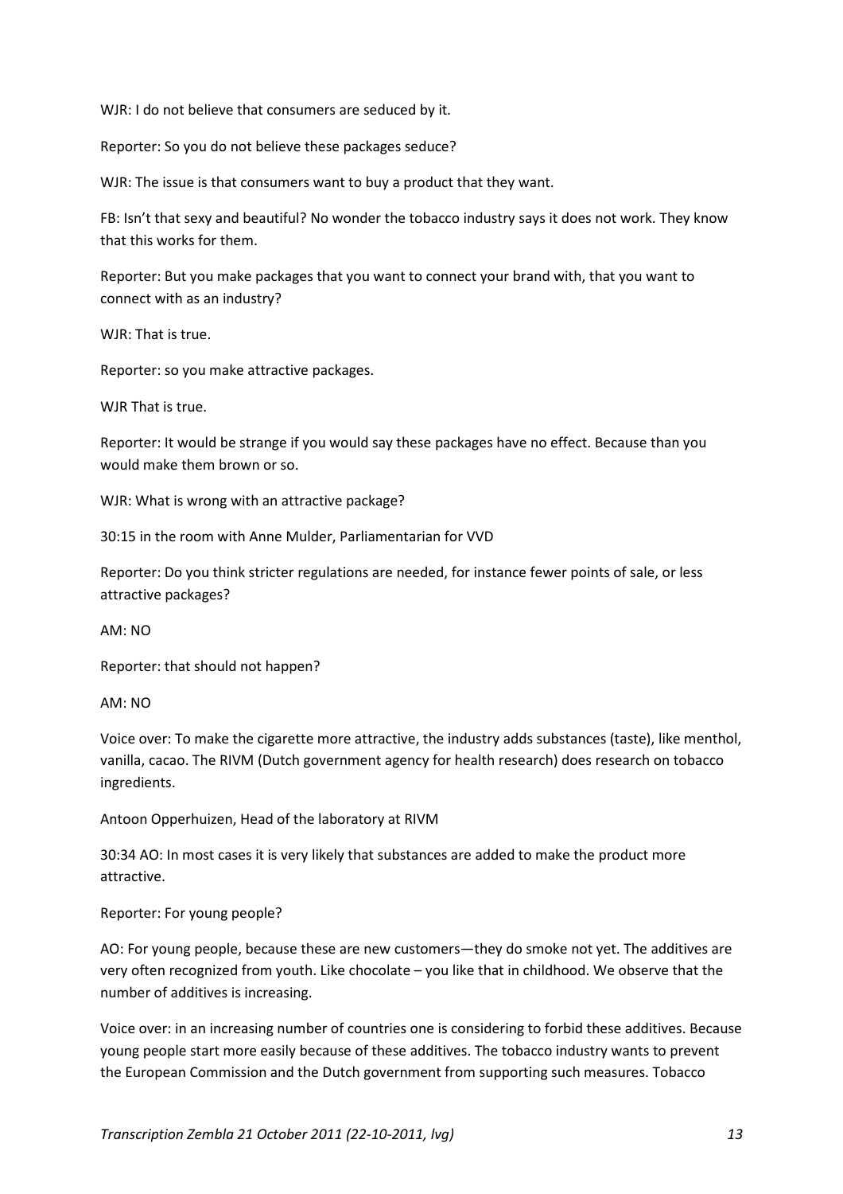WJR: I do not believe that consumers are seduced by it.

Reporter: So you do not believe these packages seduce?

WJR: The issue is that consumers want to buy a product that they want.

FB: Isn't that sexy and beautiful? No wonder the tobacco industry says it does not work. They know that this works for them.

Reporter: But you make packages that you want to connect your brand with, that you want to connect with as an industry?

WJR: That is true.

Reporter: so you make attractive packages.

WJR That is true.

Reporter: It would be strange if you would say these packages have no effect. Because than you would make them brown or so.

WJR: What is wrong with an attractive package?

30:15 in the room with Anne Mulder, Parliamentarian for VVD

Reporter: Do you think stricter regulations are needed, for instance fewer points of sale, or less attractive packages?

AM: NO

Reporter: that should not happen?

AM: NO

Voice over: To make the cigarette more attractive, the industry adds substances (taste), like menthol, vanilla, cacao. The RIVM (Dutch government agency for health research) does research on tobacco ingredients.

Antoon Opperhuizen, Head of the laboratory at RIVM

30:34 AO: In most cases it is very likely that substances are added to make the product more attractive.

Reporter: For young people?

AO: For young people, because these are new customers—they do smoke not yet. The additives are very often recognized from youth. Like chocolate – you like that in childhood. We observe that the number of additives is increasing.

Voice over: in an increasing number of countries one is considering to forbid these additives. Because young people start more easily because of these additives. The tobacco industry wants to prevent the European Commission and the Dutch government from supporting such measures. Tobacco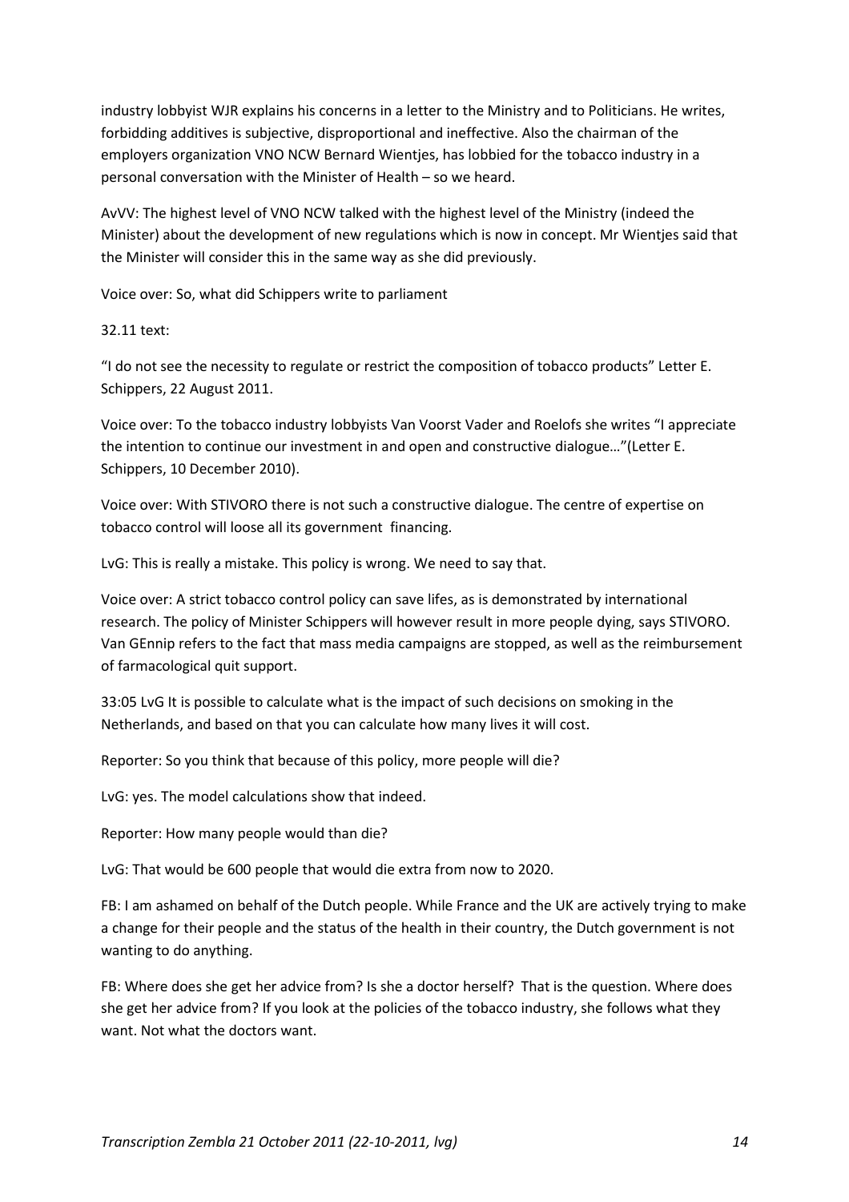industry lobbyist WJR explains his concerns in a letter to the Ministry and to Politicians. He writes, forbidding additives is subjective, disproportional and ineffective. Also the chairman of the employers organization VNO NCW Bernard Wientjes, has lobbied for the tobacco industry in a personal conversation with the Minister of Health – so we heard.

AvVV: The highest level of VNO NCW talked with the highest level of the Ministry (indeed the Minister) about the development of new regulations which is now in concept. Mr Wientjes said that the Minister will consider this in the same way as she did previously.

Voice over: So, what did Schippers write to parliament

32.11 text:

"I do not see the necessity to regulate or restrict the composition of tobacco products" Letter E. Schippers, 22 August 2011.

Voice over: To the tobacco industry lobbyists Van Voorst Vader and Roelofs she writes "I appreciate the intention to continue our investment in and open and constructive dialogue…"(Letter E. Schippers, 10 December 2010).

Voice over: With STIVORO there is not such a constructive dialogue. The centre of expertise on tobacco control will loose all its government financing.

LvG: This is really a mistake. This policy is wrong. We need to say that.

Voice over: A strict tobacco control policy can save lifes, as is demonstrated by international research. The policy of Minister Schippers will however result in more people dying, says STIVORO. Van GEnnip refers to the fact that mass media campaigns are stopped, as well as the reimbursement of farmacological quit support.

33:05 LvG It is possible to calculate what is the impact of such decisions on smoking in the Netherlands, and based on that you can calculate how many lives it will cost.

Reporter: So you think that because of this policy, more people will die?

LvG: yes. The model calculations show that indeed.

Reporter: How many people would than die?

LvG: That would be 600 people that would die extra from now to 2020.

FB: I am ashamed on behalf of the Dutch people. While France and the UK are actively trying to make a change for their people and the status of the health in their country, the Dutch government is not wanting to do anything.

FB: Where does she get her advice from? Is she a doctor herself? That is the question. Where does she get her advice from? If you look at the policies of the tobacco industry, she follows what they want. Not what the doctors want.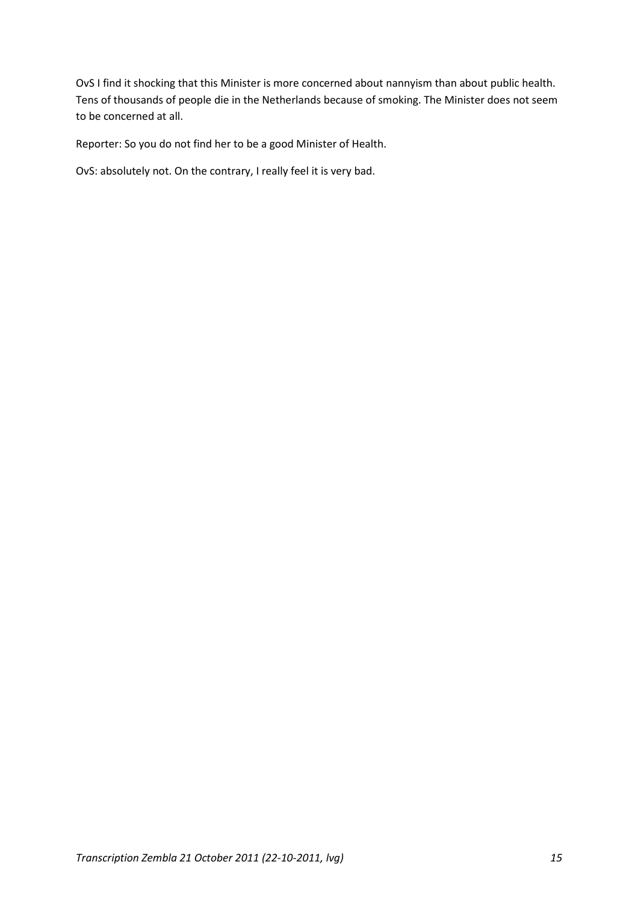OvS I find it shocking that this Minister is more concerned about nannyism than about public health. Tens of thousands of people die in the Netherlands because of smoking. The Minister does not seem to be concerned at all.

Reporter: So you do not find her to be a good Minister of Health.

OvS: absolutely not. On the contrary, I really feel it is very bad.